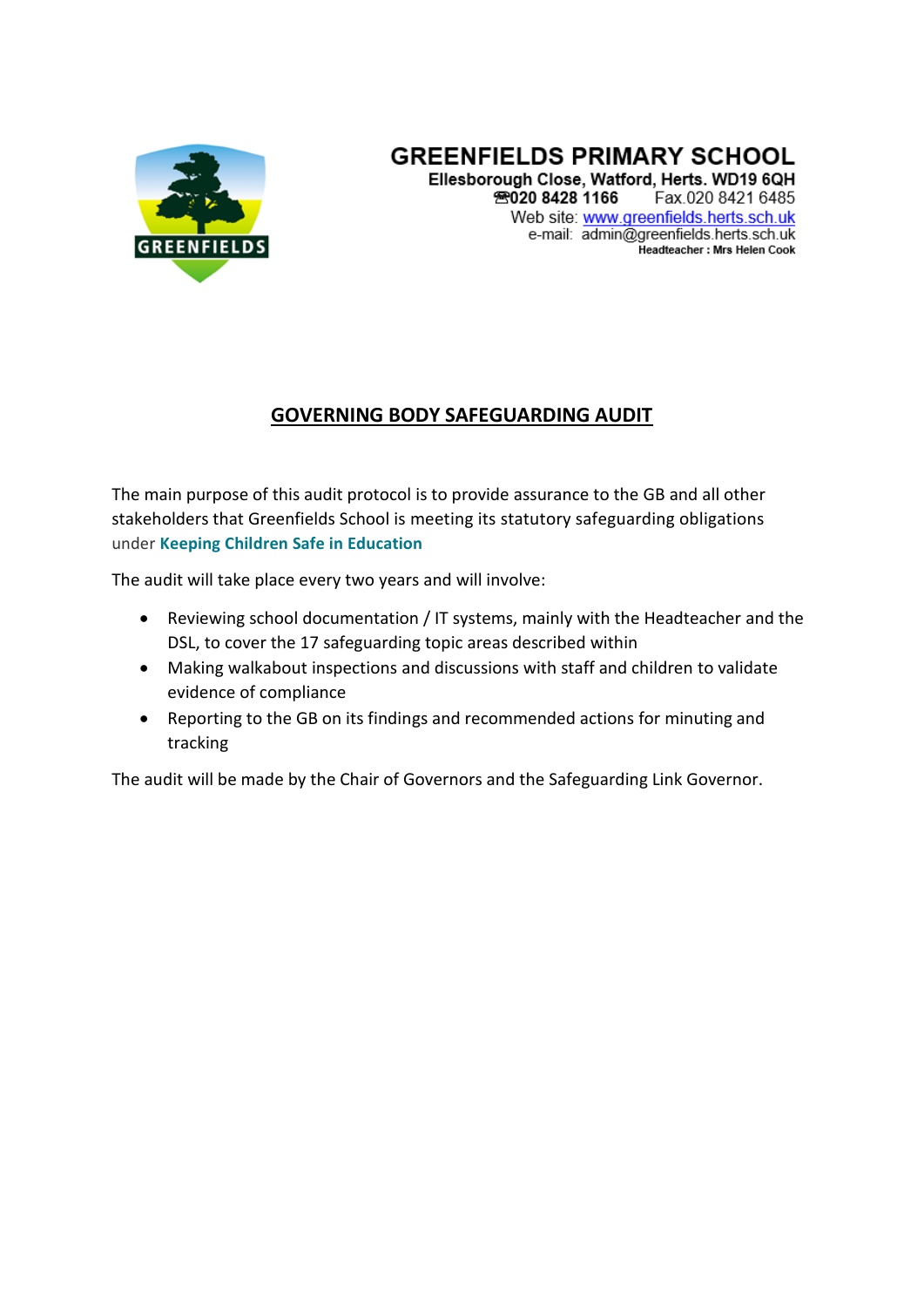# GREENFIELDS PRIMARY SCHOOL

**Ellesborough Close, Watford, Herts. WD19 6QH**
**☎020 8428 1166** Fax.020 8421 6485
Web site: www.greenfields.herts.sch.uk
e-mail: admin@greenfields.herts.sch.uk
**Headteacher : Mrs Helen Cook**

## GOVERNING BODY SAFEGUARDING AUDIT

The main purpose of this audit protocol is to provide assurance to the GB and all other stakeholders that Greenfields School is meeting its statutory safeguarding obligations under **Keeping Children Safe in Education**

The audit will take place every two years and will involve:

- Reviewing school documentation / IT systems, mainly with the Headteacher and the DSL, to cover the 17 safeguarding topic areas described within
- Making walkabout inspections and discussions with staff and children to validate evidence of compliance
- Reporting to the GB on its findings and recommended actions for minuting and tracking

The audit will be made by the Chair of Governors and the Safeguarding Link Governor.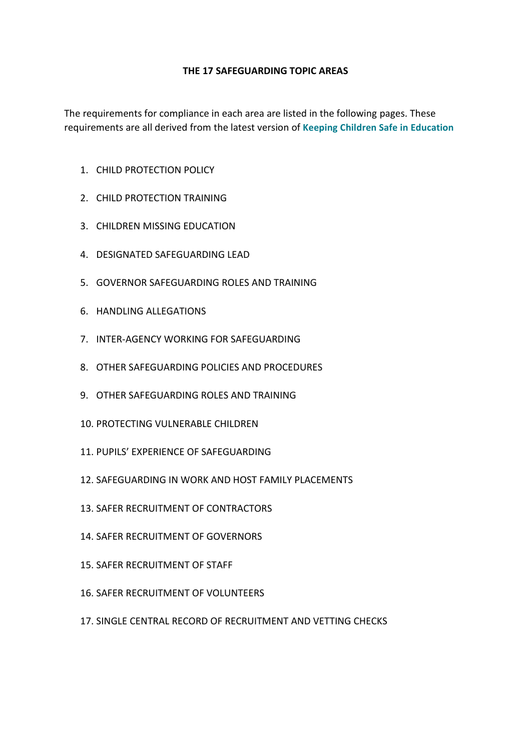# THE 17 SAFEGUARDING TOPIC AREAS

The requirements for compliance in each area are listed in the following pages. These requirements are all derived from the latest version of **Keeping Children Safe in Education**

1. CHILD PROTECTION POLICY
2. CHILD PROTECTION TRAINING
3. CHILDREN MISSING EDUCATION
4. DESIGNATED SAFEGUARDING LEAD
5. GOVERNOR SAFEGUARDING ROLES AND TRAINING
6. HANDLING ALLEGATIONS
7. INTER-AGENCY WORKING FOR SAFEGUARDING
8. OTHER SAFEGUARDING POLICIES AND PROCEDURES
9. OTHER SAFEGUARDING ROLES AND TRAINING
10. PROTECTING VULNERABLE CHILDREN
11. PUPILS' EXPERIENCE OF SAFEGUARDING
12. SAFEGUARDING IN WORK AND HOST FAMILY PLACEMENTS
13. SAFER RECRUITMENT OF CONTRACTORS
14. SAFER RECRUITMENT OF GOVERNORS
15. SAFER RECRUITMENT OF STAFF
16. SAFER RECRUITMENT OF VOLUNTEERS
17. SINGLE CENTRAL RECORD OF RECRUITMENT AND VETTING CHECKS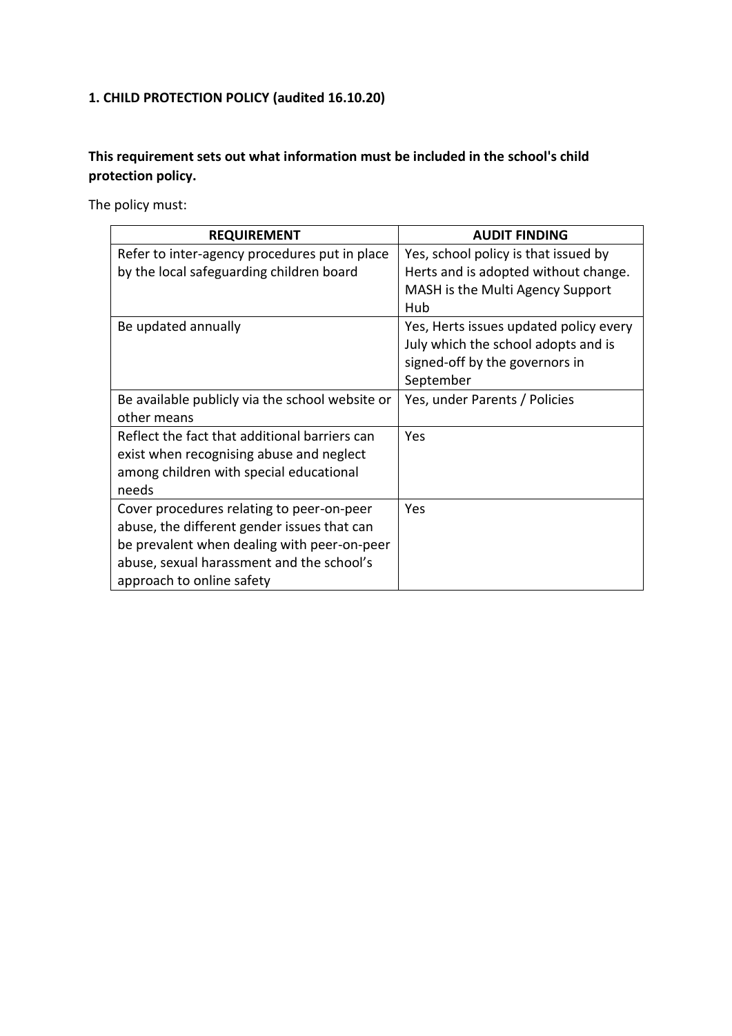### 1. CHILD PROTECTION POLICY (audited 16.10.20)

**This requirement sets out what information must be included in the school's child protection policy.**

The policy must:

| REQUIREMENT | AUDIT FINDING |
|---|---|
| Refer to inter-agency procedures put in place by the local safeguarding children board | Yes, school policy is that issued by Herts and is adopted without change. MASH is the Multi Agency Support Hub |
| Be updated annually | Yes, Herts issues updated policy every July which the school adopts and is signed-off by the governors in September |
| Be available publicly via the school website or other means | Yes, under Parents / Policies |
| Reflect the fact that additional barriers can exist when recognising abuse and neglect among children with special educational needs | Yes |
| Cover procedures relating to peer-on-peer abuse, the different gender issues that can be prevalent when dealing with peer-on-peer abuse, sexual harassment and the school's approach to online safety | Yes |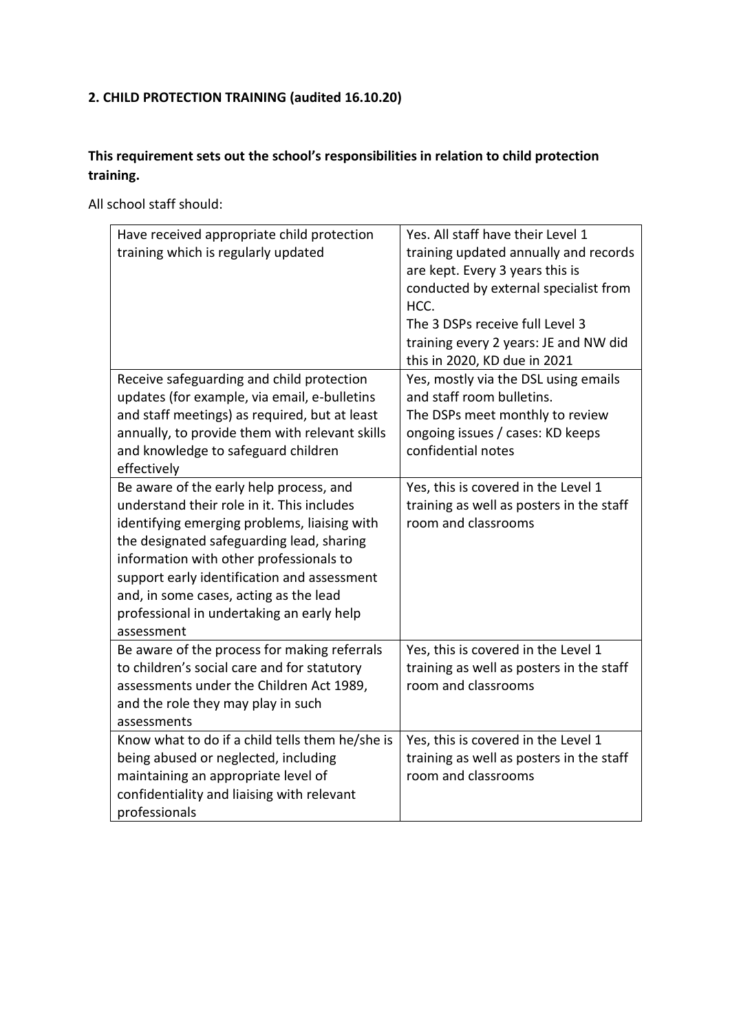## 2. CHILD PROTECTION TRAINING (audited 16.10.20)

**This requirement sets out the school's responsibilities in relation to child protection training.**

All school staff should:

| | |
|---|---|
| Have received appropriate child protection training which is regularly updated | Yes. All staff have their Level 1 training updated annually and records are kept. Every 3 years this is conducted by external specialist from HCC.<br>The 3 DSPs receive full Level 3 training every 2 years: JE and NW did this in 2020, KD due in 2021 |
| Receive safeguarding and child protection updates (for example, via email, e-bulletins and staff meetings) as required, but at least annually, to provide them with relevant skills and knowledge to safeguard children effectively | Yes, mostly via the DSL using emails and staff room bulletins.<br>The DSPs meet monthly to review ongoing issues / cases: KD keeps confidential notes |
| Be aware of the early help process, and understand their role in it. This includes identifying emerging problems, liaising with the designated safeguarding lead, sharing information with other professionals to support early identification and assessment and, in some cases, acting as the lead professional in undertaking an early help assessment | Yes, this is covered in the Level 1 training as well as posters in the staff room and classrooms |
| Be aware of the process for making referrals to children's social care and for statutory assessments under the Children Act 1989, and the role they may play in such assessments | Yes, this is covered in the Level 1 training as well as posters in the staff room and classrooms |
| Know what to do if a child tells them he/she is being abused or neglected, including maintaining an appropriate level of confidentiality and liaising with relevant professionals | Yes, this is covered in the Level 1 training as well as posters in the staff room and classrooms |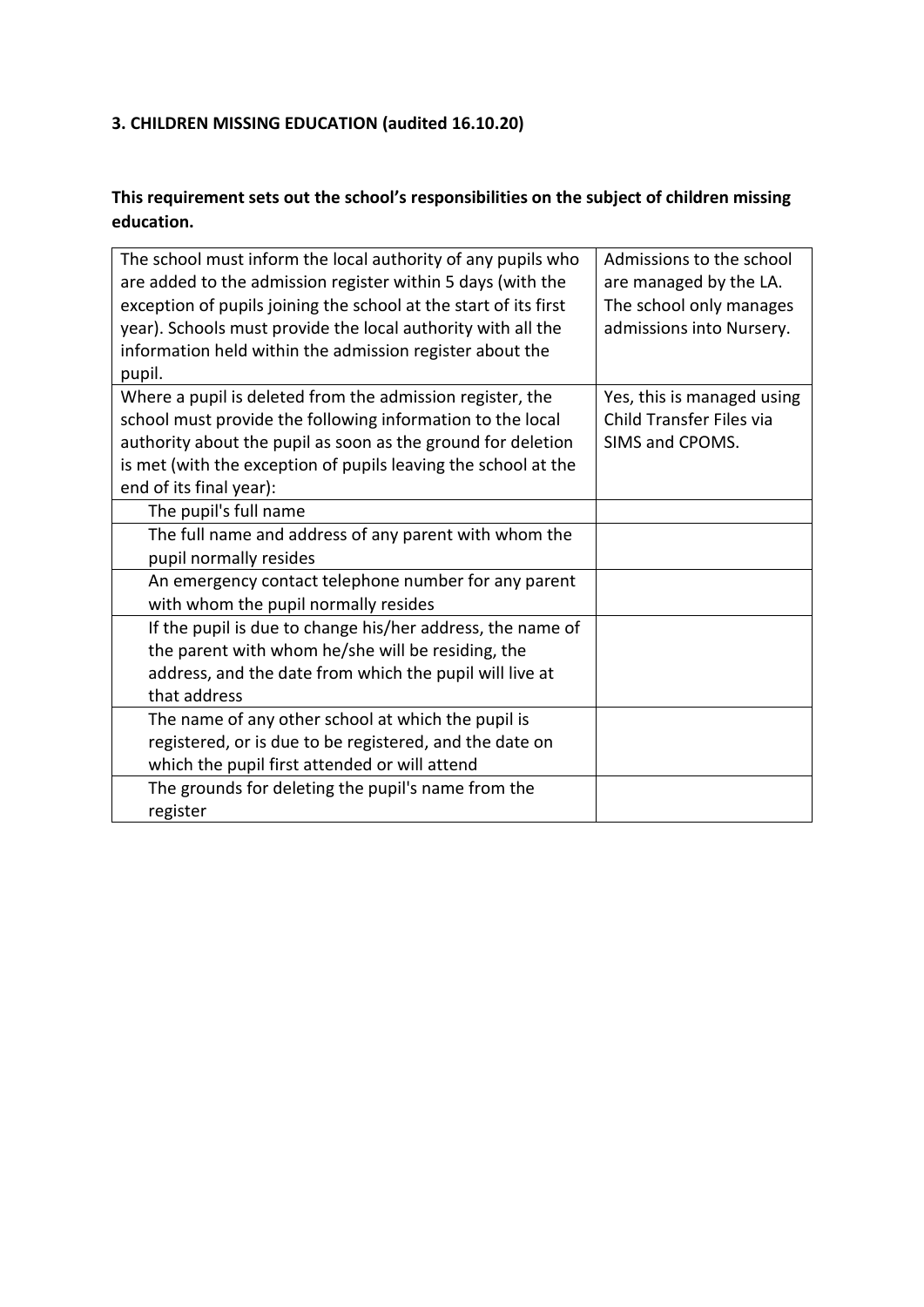### 3. CHILDREN MISSING EDUCATION (audited 16.10.20)

**This requirement sets out the school's responsibilities on the subject of children missing education.**

| | |
|---|---|
| The school must inform the local authority of any pupils who are added to the admission register within 5 days (with the exception of pupils joining the school at the start of its first year). Schools must provide the local authority with all the information held within the admission register about the pupil. | Admissions to the school are managed by the LA. The school only manages admissions into Nursery. |
| Where a pupil is deleted from the admission register, the school must provide the following information to the local authority about the pupil as soon as the ground for deletion is met (with the exception of pupils leaving the school at the end of its final year): | Yes, this is managed using Child Transfer Files via SIMS and CPOMS. |
| The pupil's full name | |
| The full name and address of any parent with whom the pupil normally resides | |
| An emergency contact telephone number for any parent with whom the pupil normally resides | |
| If the pupil is due to change his/her address, the name of the parent with whom he/she will be residing, the address, and the date from which the pupil will live at that address | |
| The name of any other school at which the pupil is registered, or is due to be registered, and the date on which the pupil first attended or will attend | |
| The grounds for deleting the pupil's name from the register | |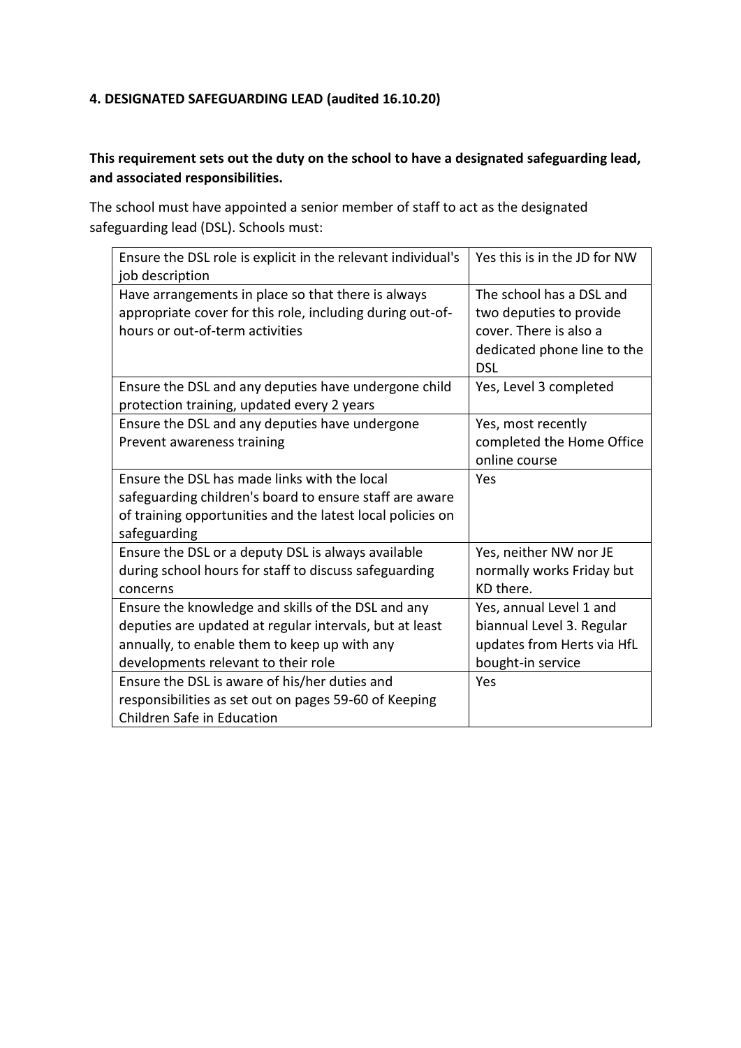**4. DESIGNATED SAFEGUARDING LEAD (audited 16.10.20)**

**This requirement sets out the duty on the school to have a designated safeguarding lead, and associated responsibilities.**

The school must have appointed a senior member of staff to act as the designated safeguarding lead (DSL). Schools must:

| | |
|---|---|
| Ensure the DSL role is explicit in the relevant individual's job description | Yes this is in the JD for NW |
| Have arrangements in place so that there is always appropriate cover for this role, including during out-of-hours or out-of-term activities | The school has a DSL and two deputies to provide cover. There is also a dedicated phone line to the DSL |
| Ensure the DSL and any deputies have undergone child protection training, updated every 2 years | Yes, Level 3 completed |
| Ensure the DSL and any deputies have undergone Prevent awareness training | Yes, most recently completed the Home Office online course |
| Ensure the DSL has made links with the local safeguarding children's board to ensure staff are aware of training opportunities and the latest local policies on safeguarding | Yes |
| Ensure the DSL or a deputy DSL is always available during school hours for staff to discuss safeguarding concerns | Yes, neither NW nor JE normally works Friday but KD there. |
| Ensure the knowledge and skills of the DSL and any deputies are updated at regular intervals, but at least annually, to enable them to keep up with any developments relevant to their role | Yes, annual Level 1 and biannual Level 3. Regular updates from Herts via HfL bought-in service |
| Ensure the DSL is aware of his/her duties and responsibilities as set out on pages 59-60 of Keeping Children Safe in Education | Yes |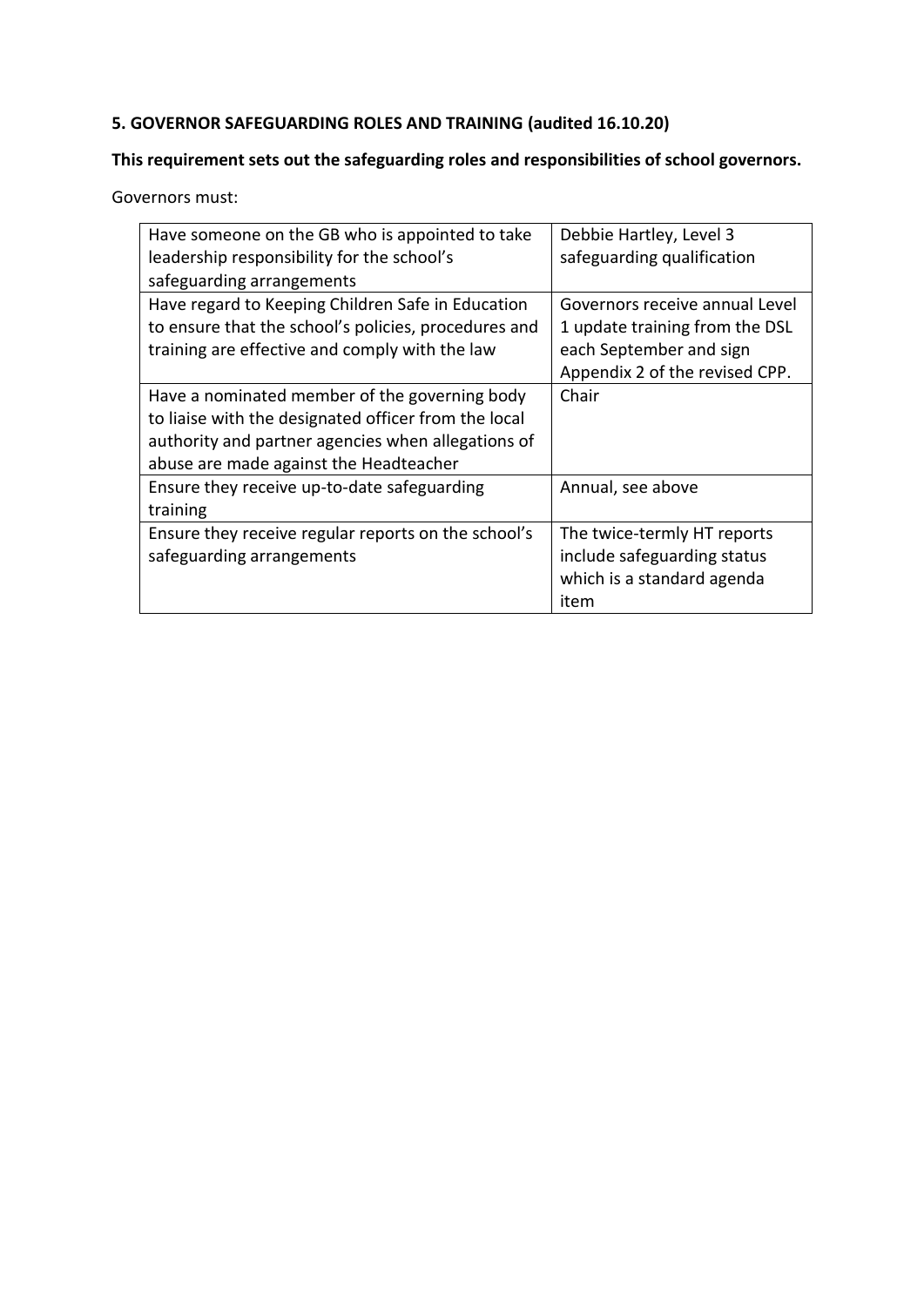## 5. GOVERNOR SAFEGUARDING ROLES AND TRAINING (audited 16.10.20)

**This requirement sets out the safeguarding roles and responsibilities of school governors.**

Governors must:

| | |
|---|---|
| Have someone on the GB who is appointed to take leadership responsibility for the school's safeguarding arrangements | Debbie Hartley, Level 3 safeguarding qualification |
| Have regard to Keeping Children Safe in Education to ensure that the school's policies, procedures and training are effective and comply with the law | Governors receive annual Level 1 update training from the DSL each September and sign Appendix 2 of the revised CPP. |
| Have a nominated member of the governing body to liaise with the designated officer from the local authority and partner agencies when allegations of abuse are made against the Headteacher | Chair |
| Ensure they receive up-to-date safeguarding training | Annual, see above |
| Ensure they receive regular reports on the school's safeguarding arrangements | The twice-termly HT reports include safeguarding status which is a standard agenda item |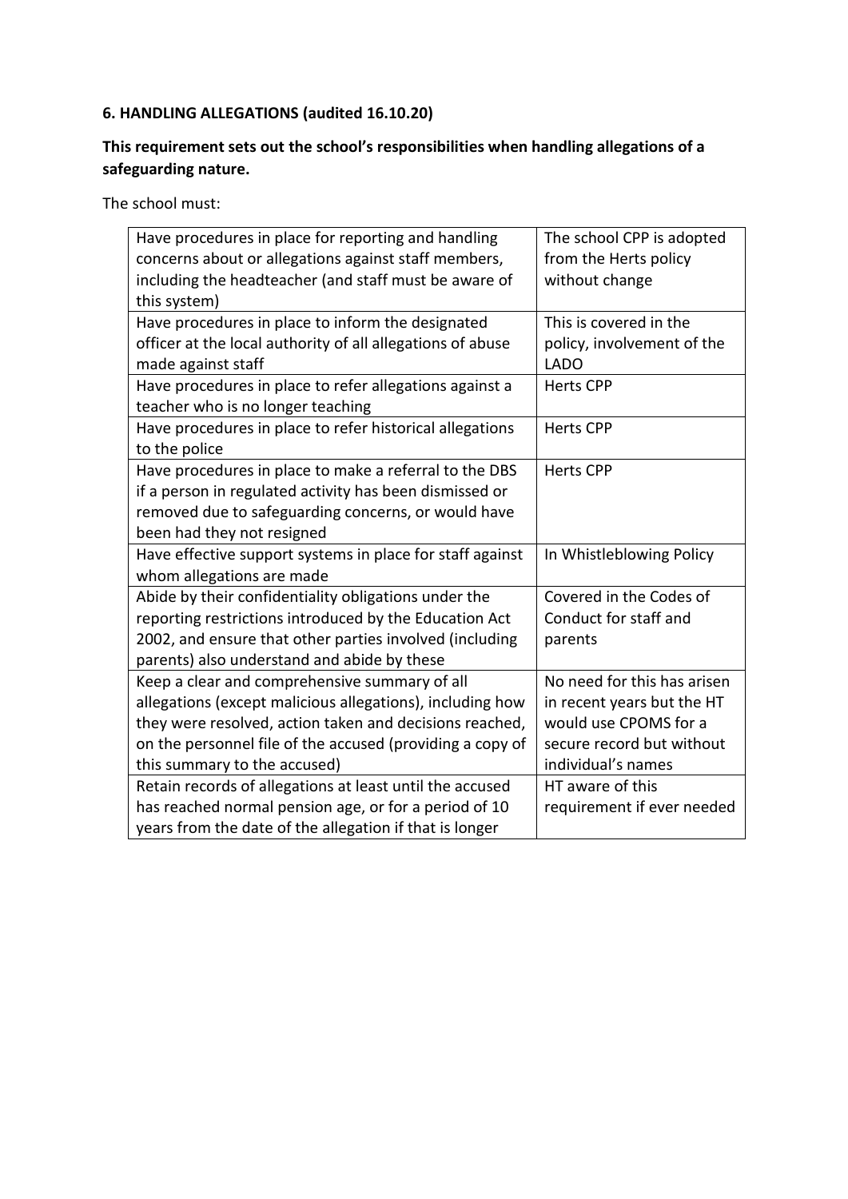**6. HANDLING ALLEGATIONS (audited 16.10.20)**

**This requirement sets out the school's responsibilities when handling allegations of a safeguarding nature.**

The school must:

| | |
|---|---|
| Have procedures in place for reporting and handling concerns about or allegations against staff members, including the headteacher (and staff must be aware of this system) | The school CPP is adopted from the Herts policy without change |
| Have procedures in place to inform the designated officer at the local authority of all allegations of abuse made against staff | This is covered in the policy, involvement of the LADO |
| Have procedures in place to refer allegations against a teacher who is no longer teaching | Herts CPP |
| Have procedures in place to refer historical allegations to the police | Herts CPP |
| Have procedures in place to make a referral to the DBS if a person in regulated activity has been dismissed or removed due to safeguarding concerns, or would have been had they not resigned | Herts CPP |
| Have effective support systems in place for staff against whom allegations are made | In Whistleblowing Policy |
| Abide by their confidentiality obligations under the reporting restrictions introduced by the Education Act 2002, and ensure that other parties involved (including parents) also understand and abide by these | Covered in the Codes of Conduct for staff and parents |
| Keep a clear and comprehensive summary of all allegations (except malicious allegations), including how they were resolved, action taken and decisions reached, on the personnel file of the accused (providing a copy of this summary to the accused) | No need for this has arisen in recent years but the HT would use CPOMS for a secure record but without individual's names |
| Retain records of allegations at least until the accused has reached normal pension age, or for a period of 10 years from the date of the allegation if that is longer | HT aware of this requirement if ever needed |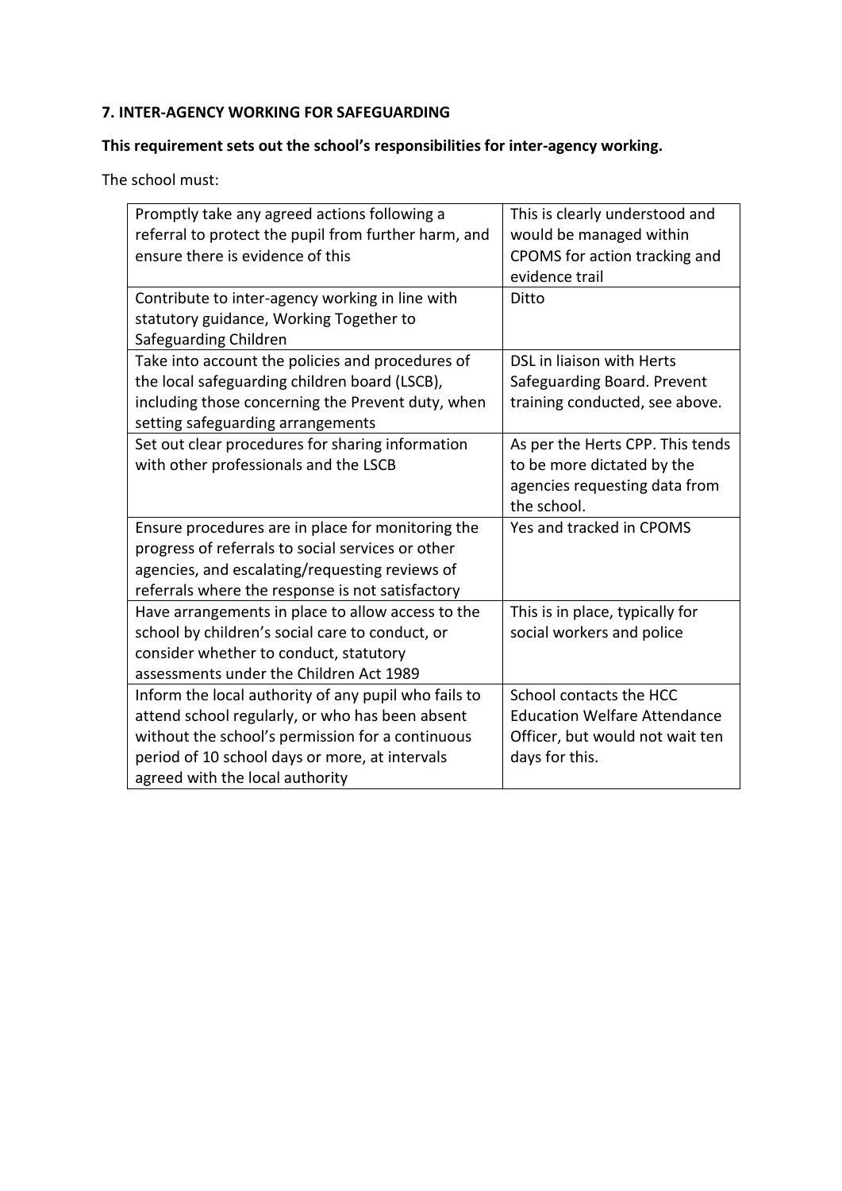**7. INTER-AGENCY WORKING FOR SAFEGUARDING**

**This requirement sets out the school's responsibilities for inter-agency working.**

The school must:

| | |
|---|---|
| Promptly take any agreed actions following a referral to protect the pupil from further harm, and ensure there is evidence of this | This is clearly understood and would be managed within CPOMS for action tracking and evidence trail |
| Contribute to inter-agency working in line with statutory guidance, Working Together to Safeguarding Children | Ditto |
| Take into account the policies and procedures of the local safeguarding children board (LSCB), including those concerning the Prevent duty, when setting safeguarding arrangements | DSL in liaison with Herts Safeguarding Board. Prevent training conducted, see above. |
| Set out clear procedures for sharing information with other professionals and the LSCB | As per the Herts CPP. This tends to be more dictated by the agencies requesting data from the school. |
| Ensure procedures are in place for monitoring the progress of referrals to social services or other agencies, and escalating/requesting reviews of referrals where the response is not satisfactory | Yes and tracked in CPOMS |
| Have arrangements in place to allow access to the school by children's social care to conduct, or consider whether to conduct, statutory assessments under the Children Act 1989 | This is in place, typically for social workers and police |
| Inform the local authority of any pupil who fails to attend school regularly, or who has been absent without the school's permission for a continuous period of 10 school days or more, at intervals agreed with the local authority | School contacts the HCC Education Welfare Attendance Officer, but would not wait ten days for this. |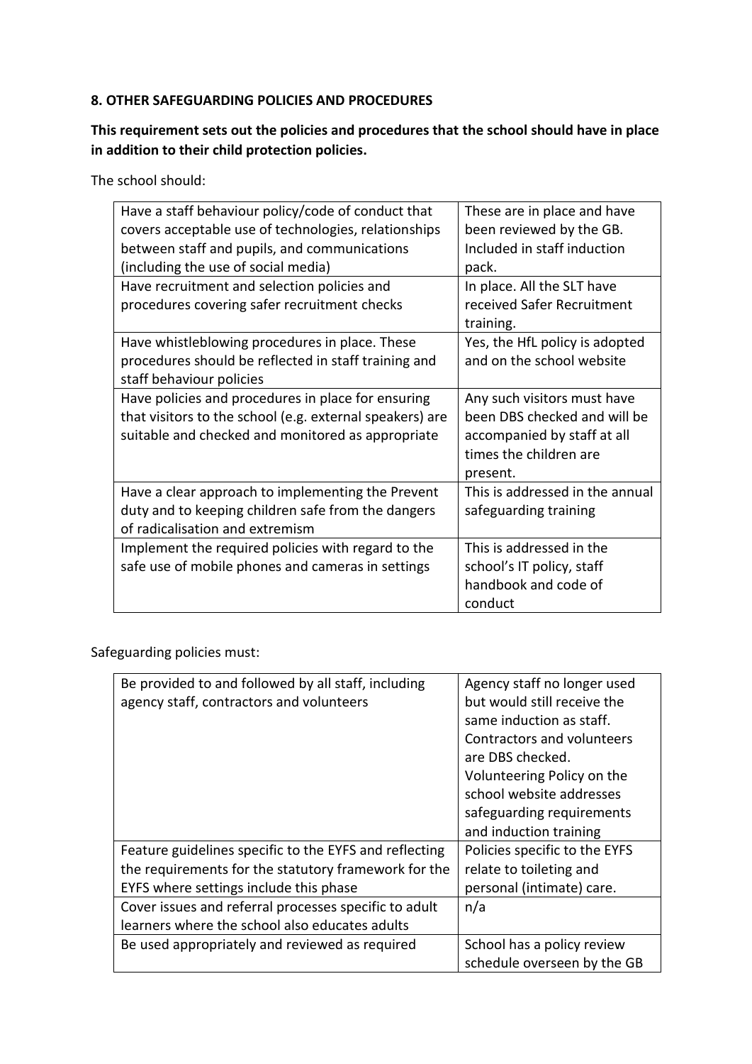**8. OTHER SAFEGUARDING POLICIES AND PROCEDURES**

**This requirement sets out the policies and procedures that the school should have in place in addition to their child protection policies.**

The school should:

| | |
|---|---|
| Have a staff behaviour policy/code of conduct that covers acceptable use of technologies, relationships between staff and pupils, and communications (including the use of social media) | These are in place and have been reviewed by the GB. Included in staff induction pack. |
| Have recruitment and selection policies and procedures covering safer recruitment checks | In place. All the SLT have received Safer Recruitment training. |
| Have whistleblowing procedures in place. These procedures should be reflected in staff training and staff behaviour policies | Yes, the HfL policy is adopted and on the school website |
| Have policies and procedures in place for ensuring that visitors to the school (e.g. external speakers) are suitable and checked and monitored as appropriate | Any such visitors must have been DBS checked and will be accompanied by staff at all times the children are present. |
| Have a clear approach to implementing the Prevent duty and to keeping children safe from the dangers of radicalisation and extremism | This is addressed in the annual safeguarding training |
| Implement the required policies with regard to the safe use of mobile phones and cameras in settings | This is addressed in the school's IT policy, staff handbook and code of conduct |

Safeguarding policies must:

| | |
|---|---|
| Be provided to and followed by all staff, including agency staff, contractors and volunteers | Agency staff no longer used but would still receive the same induction as staff. Contractors and volunteers are DBS checked. Volunteering Policy on the school website addresses safeguarding requirements and induction training |
| Feature guidelines specific to the EYFS and reflecting the requirements for the statutory framework for the EYFS where settings include this phase | Policies specific to the EYFS relate to toileting and personal (intimate) care. |
| Cover issues and referral processes specific to adult learners where the school also educates adults | n/a |
| Be used appropriately and reviewed as required | School has a policy review schedule overseen by the GB |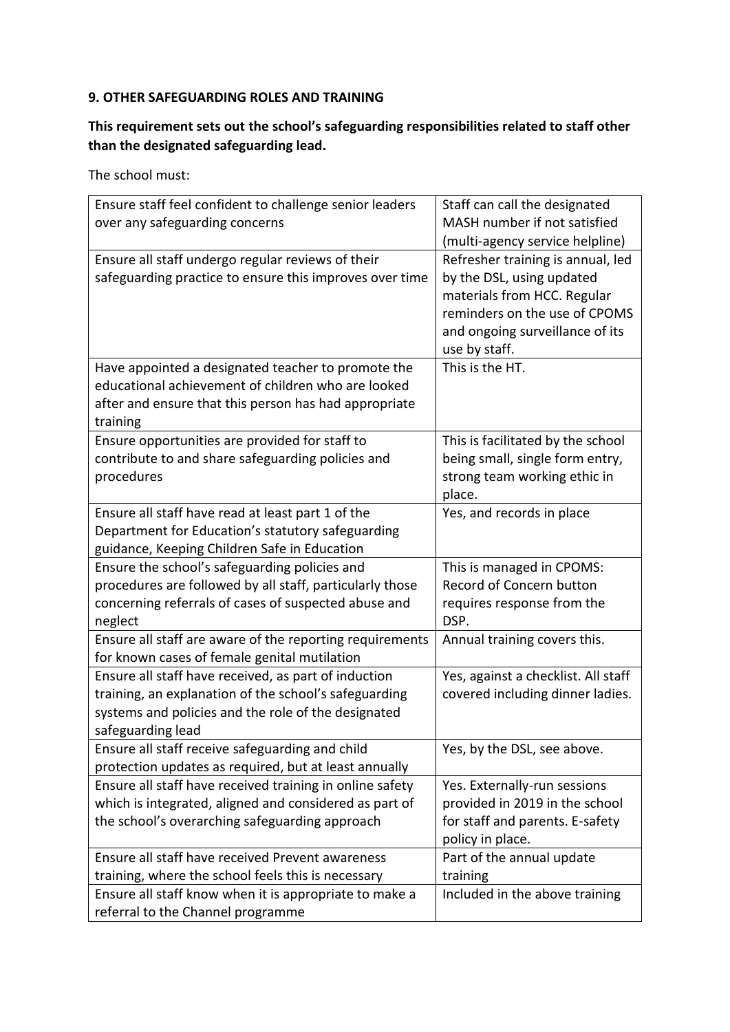**9. OTHER SAFEGUARDING ROLES AND TRAINING**

**This requirement sets out the school's safeguarding responsibilities related to staff other than the designated safeguarding lead.**

The school must:

| | |
|---|---|
| Ensure staff feel confident to challenge senior leaders over any safeguarding concerns | Staff can call the designated MASH number if not satisfied (multi-agency service helpline) |
| Ensure all staff undergo regular reviews of their safeguarding practice to ensure this improves over time | Refresher training is annual, led by the DSL, using updated materials from HCC. Regular reminders on the use of CPOMS and ongoing surveillance of its use by staff. |
| Have appointed a designated teacher to promote the educational achievement of children who are looked after and ensure that this person has had appropriate training | This is the HT. |
| Ensure opportunities are provided for staff to contribute to and share safeguarding policies and procedures | This is facilitated by the school being small, single form entry, strong team working ethic in place. |
| Ensure all staff have read at least part 1 of the Department for Education's statutory safeguarding guidance, Keeping Children Safe in Education | Yes, and records in place |
| Ensure the school's safeguarding policies and procedures are followed by all staff, particularly those concerning referrals of cases of suspected abuse and neglect | This is managed in CPOMS: Record of Concern button requires response from the DSP. |
| Ensure all staff are aware of the reporting requirements for known cases of female genital mutilation | Annual training covers this. |
| Ensure all staff have received, as part of induction training, an explanation of the school's safeguarding systems and policies and the role of the designated safeguarding lead | Yes, against a checklist. All staff covered including dinner ladies. |
| Ensure all staff receive safeguarding and child protection updates as required, but at least annually | Yes, by the DSL, see above. |
| Ensure all staff have received training in online safety which is integrated, aligned and considered as part of the school's overarching safeguarding approach | Yes. Externally-run sessions provided in 2019 in the school for staff and parents. E-safety policy in place. |
| Ensure all staff have received Prevent awareness training, where the school feels this is necessary | Part of the annual update training |
| Ensure all staff know when it is appropriate to make a referral to the Channel programme | Included in the above training |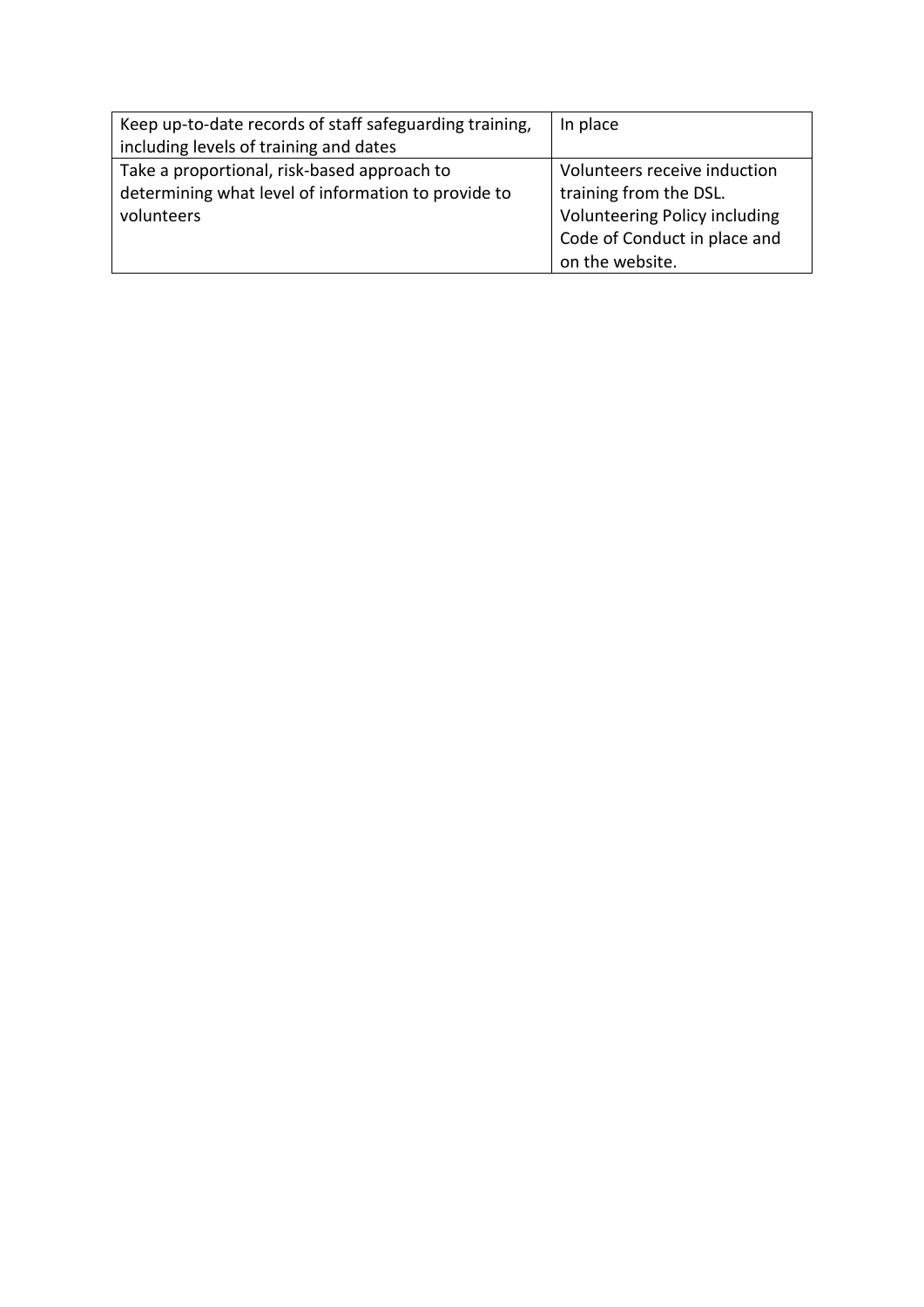| | |
|---|---|
| Keep up-to-date records of staff safeguarding training, including levels of training and dates | In place |
| Take a proportional, risk-based approach to determining what level of information to provide to volunteers | Volunteers receive induction training from the DSL. Volunteering Policy including Code of Conduct in place and on the website. |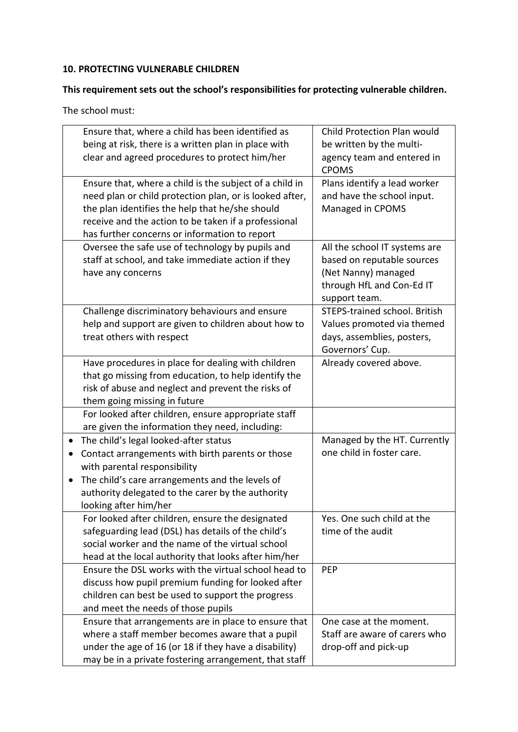**10. PROTECTING VULNERABLE CHILDREN**

**This requirement sets out the school's responsibilities for protecting vulnerable children.**

The school must:

| | |
|---|---|
| Ensure that, where a child has been identified as being at risk, there is a written plan in place with clear and agreed procedures to protect him/her | Child Protection Plan would be written by the multi-agency team and entered in CPOMS |
| Ensure that, where a child is the subject of a child in need plan or child protection plan, or is looked after, the plan identifies the help that he/she should receive and the action to be taken if a professional has further concerns or information to report | Plans identify a lead worker and have the school input. Managed in CPOMS |
| Oversee the safe use of technology by pupils and staff at school, and take immediate action if they have any concerns | All the school IT systems are based on reputable sources (Net Nanny) managed through HfL and Con-Ed IT support team. |
| Challenge discriminatory behaviours and ensure help and support are given to children about how to treat others with respect | STEPS-trained school. British Values promoted via themed days, assemblies, posters, Governors' Cup. |
| Have procedures in place for dealing with children that go missing from education, to help identify the risk of abuse and neglect and prevent the risks of them going missing in future | Already covered above. |
| For looked after children, ensure appropriate staff are given the information they need, including: | |
| • The child's legal looked-after status<br>• Contact arrangements with birth parents or those with parental responsibility<br>• The child's care arrangements and the levels of authority delegated to the carer by the authority looking after him/her | Managed by the HT. Currently one child in foster care. |
| For looked after children, ensure the designated safeguarding lead (DSL) has details of the child's social worker and the name of the virtual school head at the local authority that looks after him/her | Yes. One such child at the time of the audit |
| Ensure the DSL works with the virtual school head to discuss how pupil premium funding for looked after children can best be used to support the progress and meet the needs of those pupils | PEP |
| Ensure that arrangements are in place to ensure that where a staff member becomes aware that a pupil under the age of 16 (or 18 if they have a disability) may be in a private fostering arrangement, that staff | One case at the moment. Staff are aware of carers who drop-off and pick-up |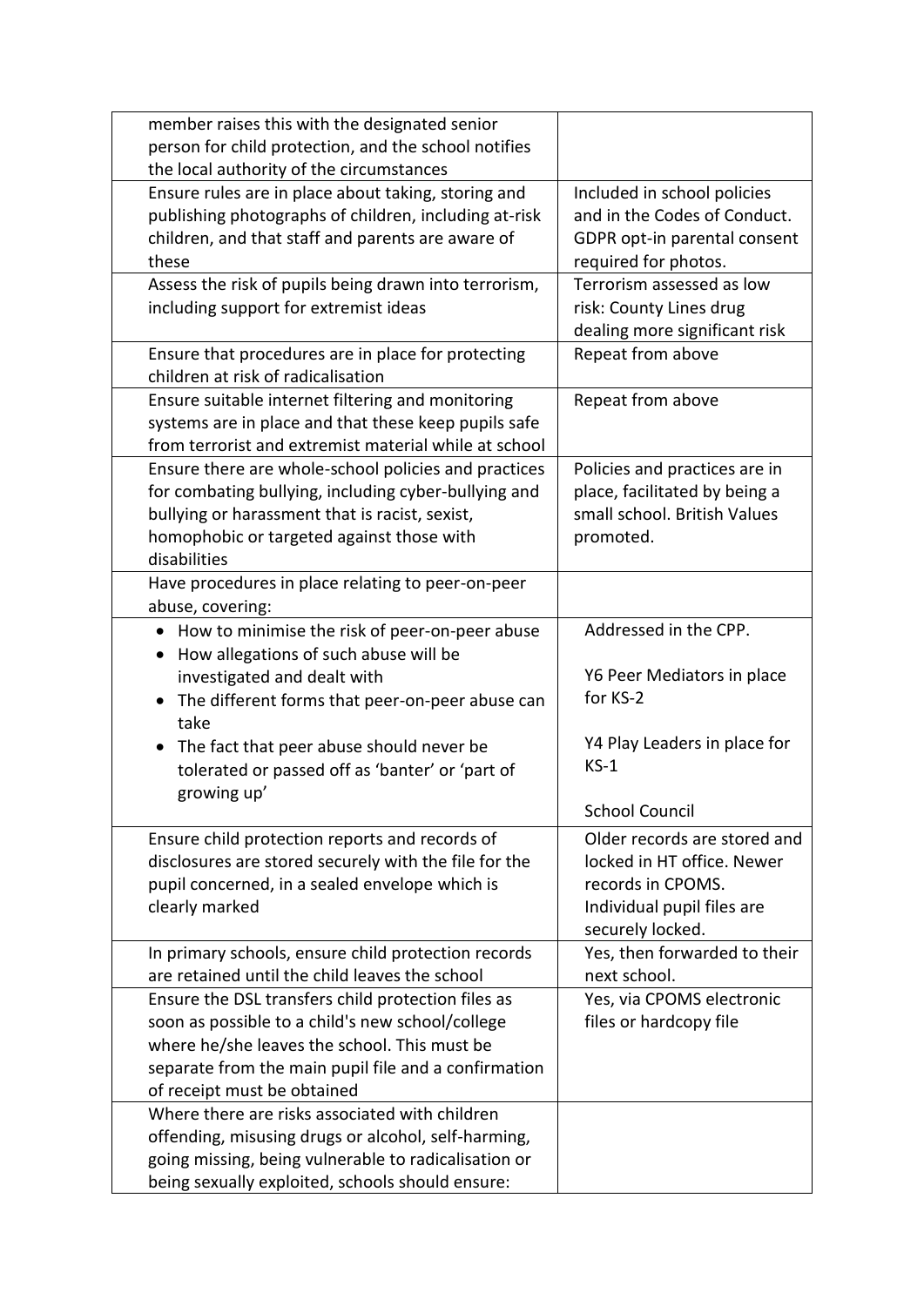| | |
|---|---|
| member raises this with the designated senior person for child protection, and the school notifies the local authority of the circumstances | |
| Ensure rules are in place about taking, storing and publishing photographs of children, including at-risk children, and that staff and parents are aware of these | Included in school policies and in the Codes of Conduct. GDPR opt-in parental consent required for photos. |
| Assess the risk of pupils being drawn into terrorism, including support for extremist ideas | Terrorism assessed as low risk: County Lines drug dealing more significant risk |
| Ensure that procedures are in place for protecting children at risk of radicalisation | Repeat from above |
| Ensure suitable internet filtering and monitoring systems are in place and that these keep pupils safe from terrorist and extremist material while at school | Repeat from above |
| Ensure there are whole-school policies and practices for combating bullying, including cyber-bullying and bullying or harassment that is racist, sexist, homophobic or targeted against those with disabilities | Policies and practices are in place, facilitated by being a small school. British Values promoted. |
| Have procedures in place relating to peer-on-peer abuse, covering: | |
| • How to minimise the risk of peer-on-peer abuse<br>• How allegations of such abuse will be investigated and dealt with<br>• The different forms that peer-on-peer abuse can take<br>• The fact that peer abuse should never be tolerated or passed off as 'banter' or 'part of growing up' | Addressed in the CPP.<br><br>Y6 Peer Mediators in place for KS-2<br><br>Y4 Play Leaders in place for KS-1<br><br>School Council |
| Ensure child protection reports and records of disclosures are stored securely with the file for the pupil concerned, in a sealed envelope which is clearly marked | Older records are stored and locked in HT office. Newer records in CPOMS. Individual pupil files are securely locked. |
| In primary schools, ensure child protection records are retained until the child leaves the school | Yes, then forwarded to their next school. |
| Ensure the DSL transfers child protection files as soon as possible to a child's new school/college where he/she leaves the school. This must be separate from the main pupil file and a confirmation of receipt must be obtained | Yes, via CPOMS electronic files or hardcopy file |
| Where there are risks associated with children offending, misusing drugs or alcohol, self-harming, going missing, being vulnerable to radicalisation or being sexually exploited, schools should ensure: | |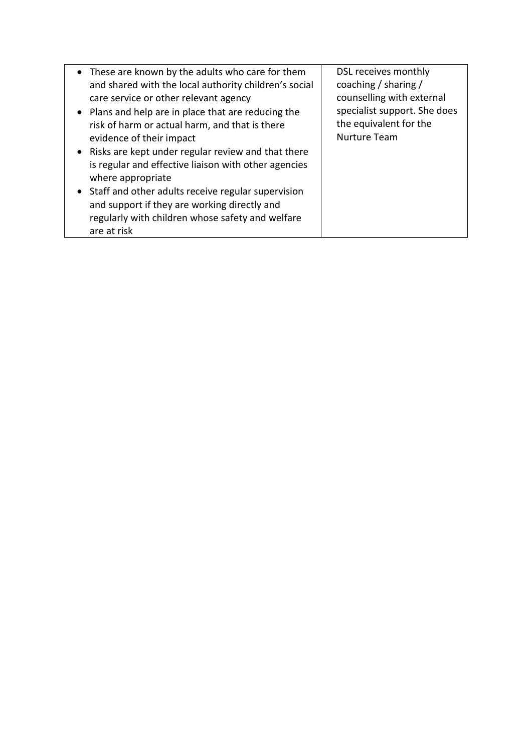| | |
|---|---|
| • These are known by the adults who care for them and shared with the local authority children's social care service or other relevant agency<br>• Plans and help are in place that are reducing the risk of harm or actual harm, and that is there evidence of their impact<br>• Risks are kept under regular review and that there is regular and effective liaison with other agencies where appropriate<br>• Staff and other adults receive regular supervision and support if they are working directly and regularly with children whose safety and welfare are at risk | DSL receives monthly coaching / sharing / counselling with external specialist support. She does the equivalent for the Nurture Team |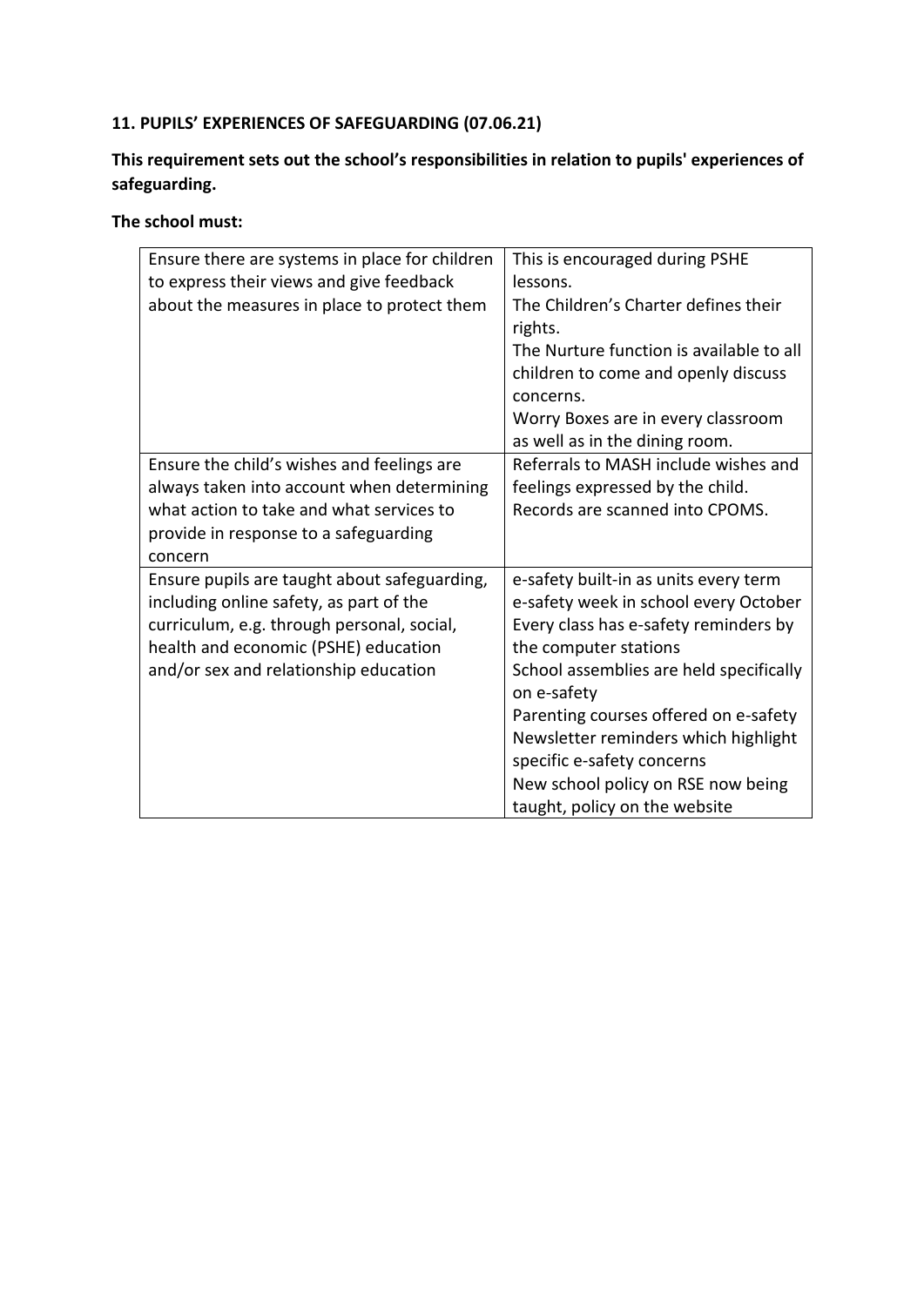### 11. PUPILS' EXPERIENCES OF SAFEGUARDING (07.06.21)

**This requirement sets out the school's responsibilities in relation to pupils' experiences of safeguarding.**

**The school must:**

| | |
|---|---|
| Ensure there are systems in place for children to express their views and give feedback about the measures in place to protect them | This is encouraged during PSHE lessons.<br>The Children's Charter defines their rights.<br>The Nurture function is available to all children to come and openly discuss concerns.<br>Worry Boxes are in every classroom as well as in the dining room. |
| Ensure the child's wishes and feelings are always taken into account when determining what action to take and what services to provide in response to a safeguarding concern | Referrals to MASH include wishes and feelings expressed by the child.<br>Records are scanned into CPOMS. |
| Ensure pupils are taught about safeguarding, including online safety, as part of the curriculum, e.g. through personal, social, health and economic (PSHE) education and/or sex and relationship education | e-safety built-in as units every term<br>e-safety week in school every October<br>Every class has e-safety reminders by the computer stations<br>School assemblies are held specifically on e-safety<br>Parenting courses offered on e-safety<br>Newsletter reminders which highlight specific e-safety concerns<br>New school policy on RSE now being taught, policy on the website |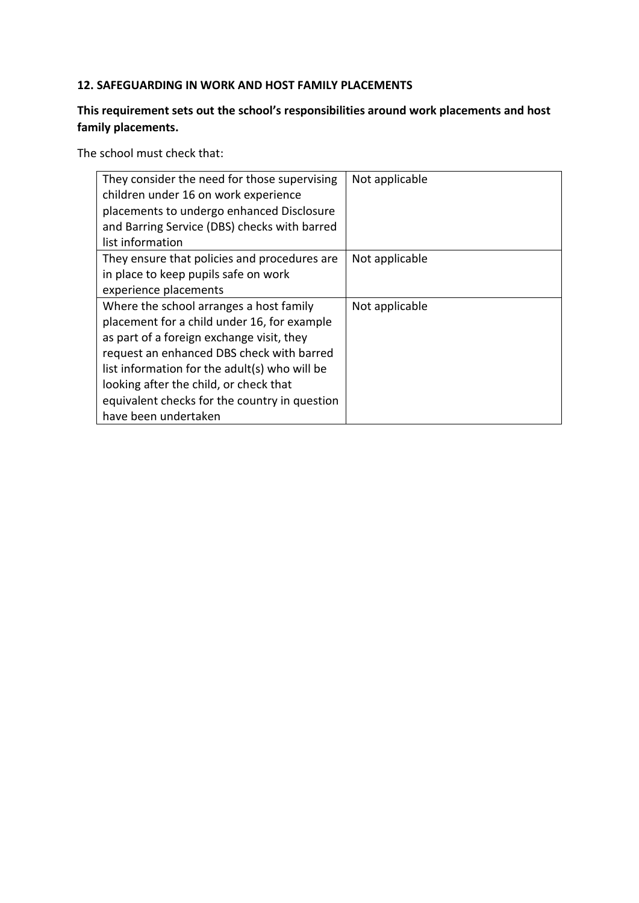**12. SAFEGUARDING IN WORK AND HOST FAMILY PLACEMENTS**

**This requirement sets out the school's responsibilities around work placements and host family placements.**

The school must check that:

| | |
|---|---|
| They consider the need for those supervising children under 16 on work experience placements to undergo enhanced Disclosure and Barring Service (DBS) checks with barred list information | Not applicable |
| They ensure that policies and procedures are in place to keep pupils safe on work experience placements | Not applicable |
| Where the school arranges a host family placement for a child under 16, for example as part of a foreign exchange visit, they request an enhanced DBS check with barred list information for the adult(s) who will be looking after the child, or check that equivalent checks for the country in question have been undertaken | Not applicable |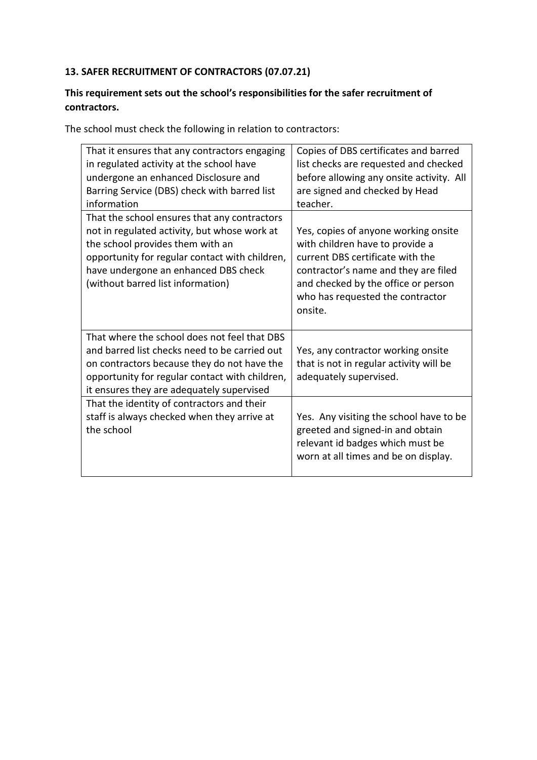## 13. SAFER RECRUITMENT OF CONTRACTORS (07.07.21)

**This requirement sets out the school's responsibilities for the safer recruitment of contractors.**

The school must check the following in relation to contractors:

| | |
|---|---|
| That it ensures that any contractors engaging in regulated activity at the school have undergone an enhanced Disclosure and Barring Service (DBS) check with barred list information | Copies of DBS certificates and barred list checks are requested and checked before allowing any onsite activity. All are signed and checked by Head teacher. |
| That the school ensures that any contractors not in regulated activity, but whose work at the school provides them with an opportunity for regular contact with children, have undergone an enhanced DBS check (without barred list information) | Yes, copies of anyone working onsite with children have to provide a current DBS certificate with the contractor's name and they are filed and checked by the office or person who has requested the contractor onsite. |
| That where the school does not feel that DBS and barred list checks need to be carried out on contractors because they do not have the opportunity for regular contact with children, it ensures they are adequately supervised | Yes, any contractor working onsite that is not in regular activity will be adequately supervised. |
| That the identity of contractors and their staff is always checked when they arrive at the school | Yes. Any visiting the school have to be greeted and signed-in and obtain relevant id badges which must be worn at all times and be on display. |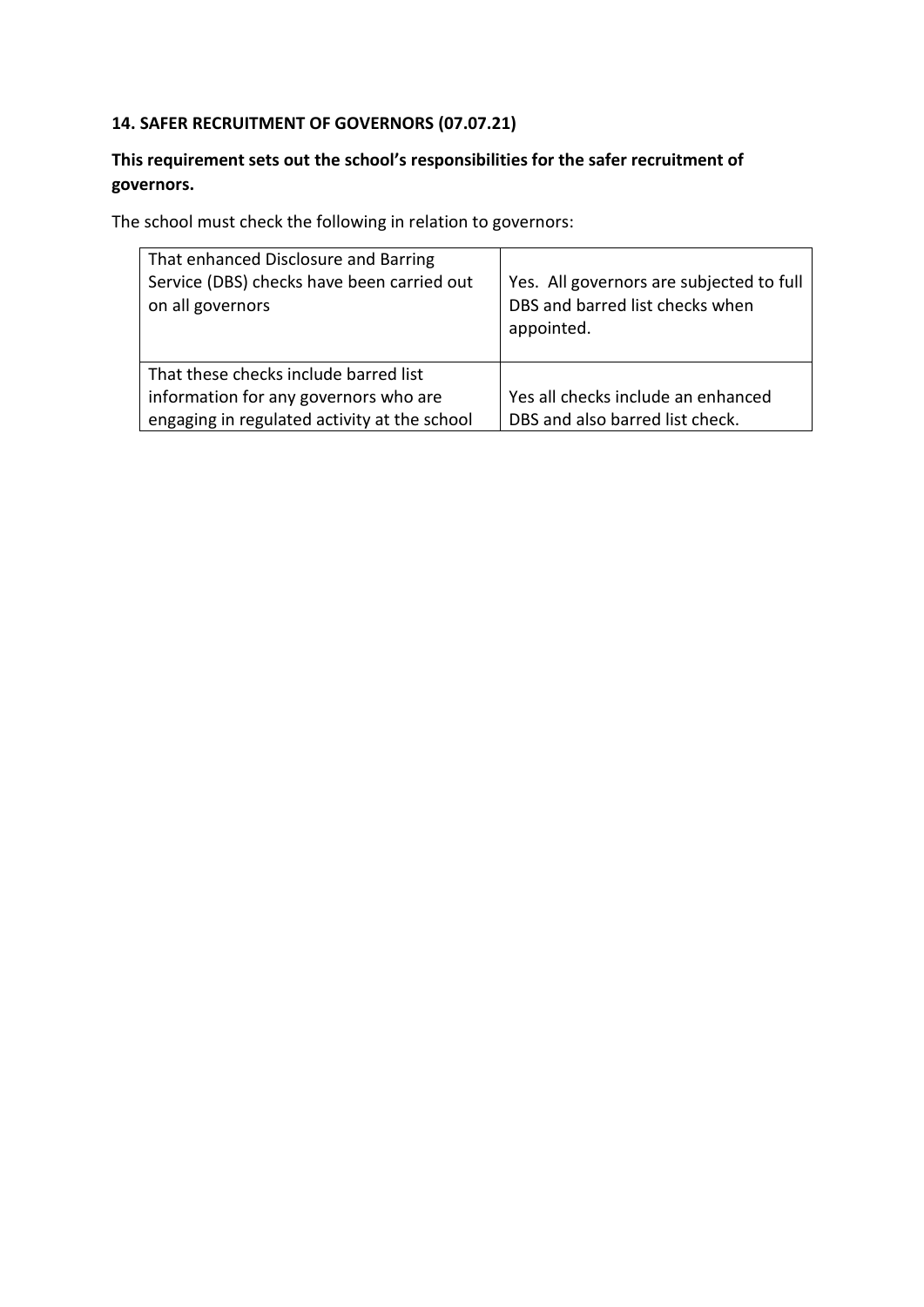### 14. SAFER RECRUITMENT OF GOVERNORS (07.07.21)

**This requirement sets out the school's responsibilities for the safer recruitment of governors.**

The school must check the following in relation to governors:

| | |
|---|---|
| That enhanced Disclosure and Barring Service (DBS) checks have been carried out on all governors | Yes. All governors are subjected to full DBS and barred list checks when appointed. |
| That these checks include barred list information for any governors who are engaging in regulated activity at the school | Yes all checks include an enhanced DBS and also barred list check. |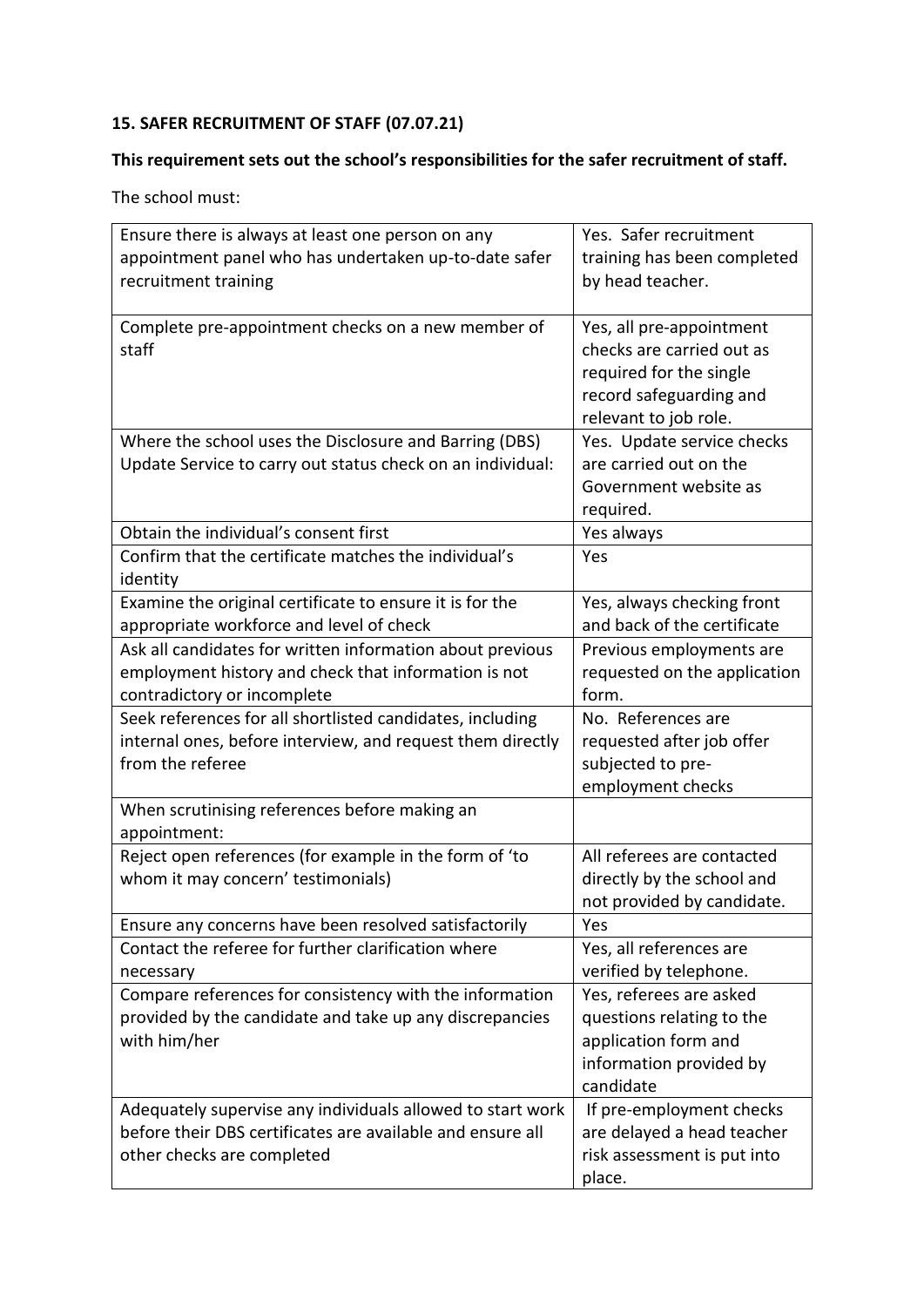**15. SAFER RECRUITMENT OF STAFF (07.07.21)**

**This requirement sets out the school's responsibilities for the safer recruitment of staff.**

The school must:

| | |
|---|---|
| Ensure there is always at least one person on any appointment panel who has undertaken up-to-date safer recruitment training | Yes. Safer recruitment training has been completed by head teacher. |
| Complete pre-appointment checks on a new member of staff | Yes, all pre-appointment checks are carried out as required for the single record safeguarding and relevant to job role. |
| Where the school uses the Disclosure and Barring (DBS) Update Service to carry out status check on an individual: | Yes. Update service checks are carried out on the Government website as required. |
| Obtain the individual's consent first | Yes always |
| Confirm that the certificate matches the individual's identity | Yes |
| Examine the original certificate to ensure it is for the appropriate workforce and level of check | Yes, always checking front and back of the certificate |
| Ask all candidates for written information about previous employment history and check that information is not contradictory or incomplete | Previous employments are requested on the application form. |
| Seek references for all shortlisted candidates, including internal ones, before interview, and request them directly from the referee | No. References are requested after job offer subjected to pre-employment checks |
| When scrutinising references before making an appointment: | |
| Reject open references (for example in the form of 'to whom it may concern' testimonials) | All referees are contacted directly by the school and not provided by candidate. |
| Ensure any concerns have been resolved satisfactorily | Yes |
| Contact the referee for further clarification where necessary | Yes, all references are verified by telephone. |
| Compare references for consistency with the information provided by the candidate and take up any discrepancies with him/her | Yes, referees are asked questions relating to the application form and information provided by candidate |
| Adequately supervise any individuals allowed to start work before their DBS certificates are available and ensure all other checks are completed | If pre-employment checks are delayed a head teacher risk assessment is put into place. |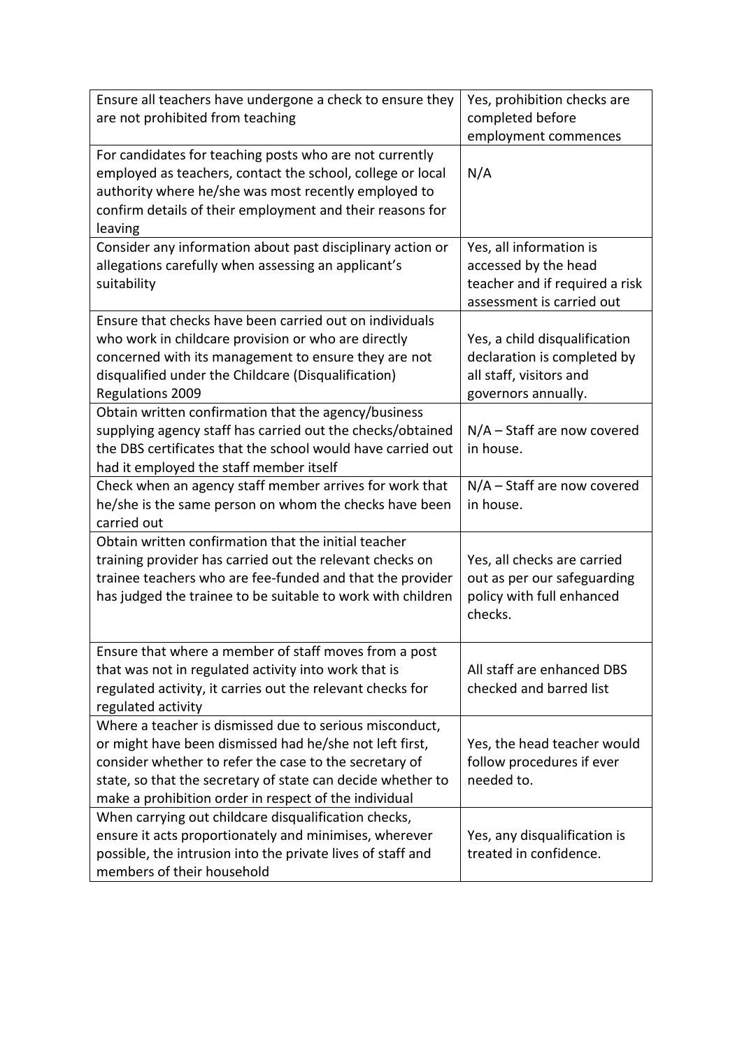| | |
|---|---|
| Ensure all teachers have undergone a check to ensure they are not prohibited from teaching | Yes, prohibition checks are completed before employment commences |
| For candidates for teaching posts who are not currently employed as teachers, contact the school, college or local authority where he/she was most recently employed to confirm details of their employment and their reasons for leaving | N/A |
| Consider any information about past disciplinary action or allegations carefully when assessing an applicant's suitability | Yes, all information is accessed by the head teacher and if required a risk assessment is carried out |
| Ensure that checks have been carried out on individuals who work in childcare provision or who are directly concerned with its management to ensure they are not disqualified under the Childcare (Disqualification) Regulations 2009 | Yes, a child disqualification declaration is completed by all staff, visitors and governors annually. |
| Obtain written confirmation that the agency/business supplying agency staff has carried out the checks/obtained the DBS certificates that the school would have carried out had it employed the staff member itself | N/A – Staff are now covered in house. |
| Check when an agency staff member arrives for work that he/she is the same person on whom the checks have been carried out | N/A – Staff are now covered in house. |
| Obtain written confirmation that the initial teacher training provider has carried out the relevant checks on trainee teachers who are fee-funded and that the provider has judged the trainee to be suitable to work with children | Yes, all checks are carried out as per our safeguarding policy with full enhanced checks. |
| Ensure that where a member of staff moves from a post that was not in regulated activity into work that is regulated activity, it carries out the relevant checks for regulated activity | All staff are enhanced DBS checked and barred list |
| Where a teacher is dismissed due to serious misconduct, or might have been dismissed had he/she not left first, consider whether to refer the case to the secretary of state, so that the secretary of state can decide whether to make a prohibition order in respect of the individual | Yes, the head teacher would follow procedures if ever needed to. |
| When carrying out childcare disqualification checks, ensure it acts proportionately and minimises, wherever possible, the intrusion into the private lives of staff and members of their household | Yes, any disqualification is treated in confidence. |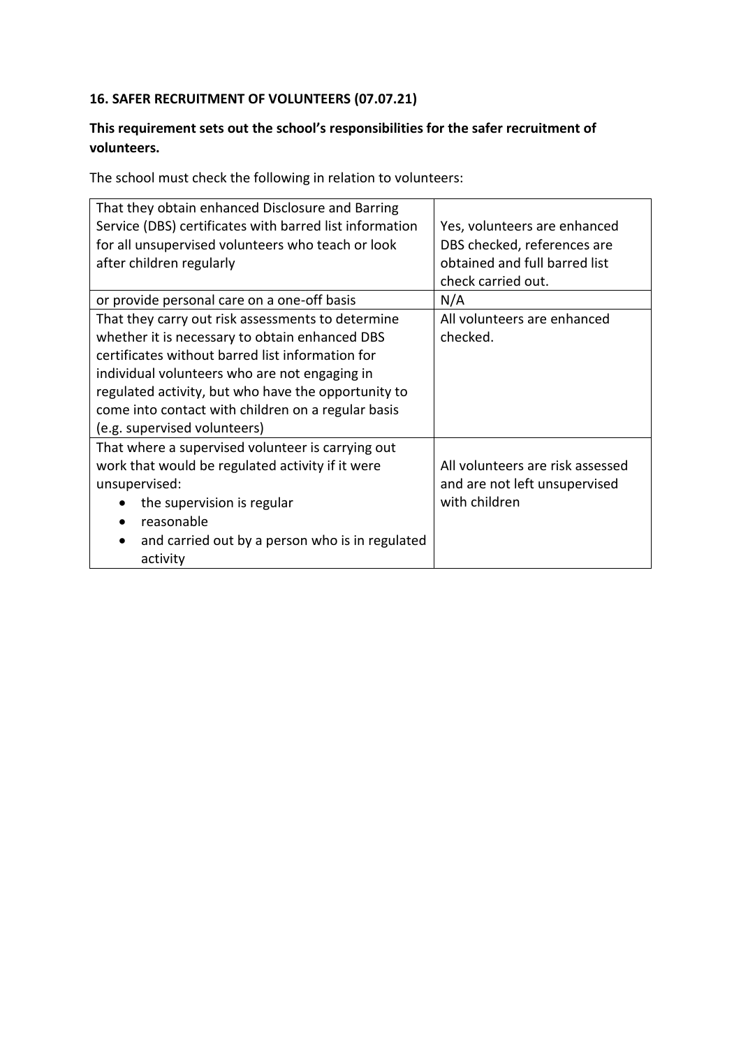**16. SAFER RECRUITMENT OF VOLUNTEERS (07.07.21)**

**This requirement sets out the school's responsibilities for the safer recruitment of volunteers.**

The school must check the following in relation to volunteers:

| | |
|---|---|
| That they obtain enhanced Disclosure and Barring Service (DBS) certificates with barred list information for all unsupervised volunteers who teach or look after children regularly | Yes, volunteers are enhanced DBS checked, references are obtained and full barred list check carried out. |
| or provide personal care on a one-off basis | N/A |
| That they carry out risk assessments to determine whether it is necessary to obtain enhanced DBS certificates without barred list information for individual volunteers who are not engaging in regulated activity, but who have the opportunity to come into contact with children on a regular basis (e.g. supervised volunteers) | All volunteers are enhanced checked. |
| That where a supervised volunteer is carrying out work that would be regulated activity if it were unsupervised: <br>• the supervision is regular <br>• reasonable <br>• and carried out by a person who is in regulated activity | All volunteers are risk assessed and are not left unsupervised with children |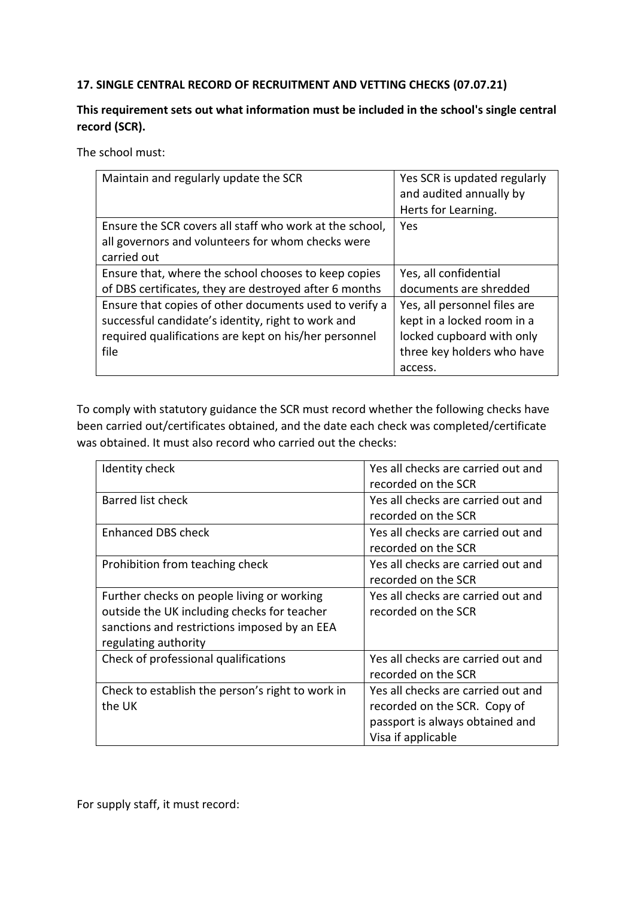**17. SINGLE CENTRAL RECORD OF RECRUITMENT AND VETTING CHECKS (07.07.21)**

**This requirement sets out what information must be included in the school's single central record (SCR).**

The school must:

| | |
|---|---|
| Maintain and regularly update the SCR | Yes SCR is updated regularly and audited annually by Herts for Learning. |
| Ensure the SCR covers all staff who work at the school, all governors and volunteers for whom checks were carried out | Yes |
| Ensure that, where the school chooses to keep copies of DBS certificates, they are destroyed after 6 months | Yes, all confidential documents are shredded |
| Ensure that copies of other documents used to verify a successful candidate's identity, right to work and required qualifications are kept on his/her personnel file | Yes, all personnel files are kept in a locked room in a locked cupboard with only three key holders who have access. |

To comply with statutory guidance the SCR must record whether the following checks have been carried out/certificates obtained, and the date each check was completed/certificate was obtained. It must also record who carried out the checks:

| | |
|---|---|
| Identity check | Yes all checks are carried out and recorded on the SCR |
| Barred list check | Yes all checks are carried out and recorded on the SCR |
| Enhanced DBS check | Yes all checks are carried out and recorded on the SCR |
| Prohibition from teaching check | Yes all checks are carried out and recorded on the SCR |
| Further checks on people living or working outside the UK including checks for teacher sanctions and restrictions imposed by an EEA regulating authority | Yes all checks are carried out and recorded on the SCR |
| Check of professional qualifications | Yes all checks are carried out and recorded on the SCR |
| Check to establish the person's right to work in the UK | Yes all checks are carried out and recorded on the SCR. Copy of passport is always obtained and Visa if applicable |

For supply staff, it must record: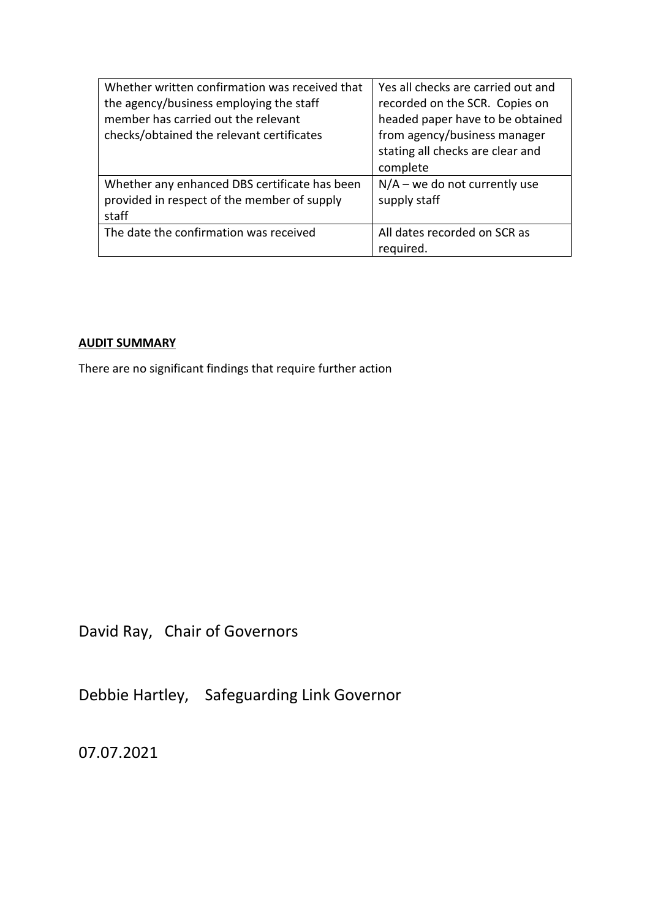| | |
|---|---|
| Whether written confirmation was received that the agency/business employing the staff member has carried out the relevant checks/obtained the relevant certificates | Yes all checks are carried out and recorded on the SCR. Copies on headed paper have to be obtained from agency/business manager stating all checks are clear and complete |
| Whether any enhanced DBS certificate has been provided in respect of the member of supply staff | N/A – we do not currently use supply staff |
| The date the confirmation was received | All dates recorded on SCR as required. |

**AUDIT SUMMARY**

There are no significant findings that require further action

David Ray, Chair of Governors

Debbie Hartley, Safeguarding Link Governor

07.07.2021